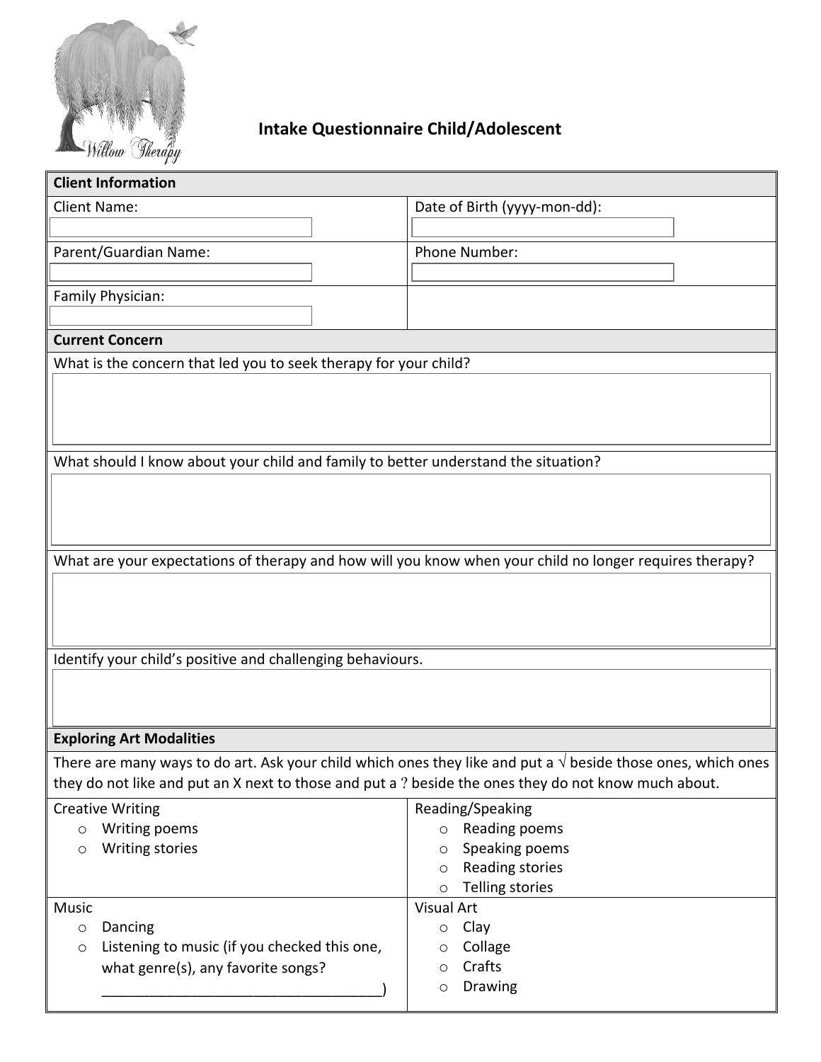# Intake Questionnaire Child/Adolescent

| **Client Information** | |
|---|---|
| Client Name: | Date of Birth (yyyy-mon-dd): |
| Parent/Guardian Name: | Phone Number: |
| Family Physician: | |

**Current Concern**

What is the concern that led you to seek therapy for your child?

What should I know about your child and family to better understand the situation?

What are your expectations of therapy and how will you know when your child no longer requires therapy?

Identify your child's positive and challenging behaviours.

**Exploring Art Modalities**

There are many ways to do art. Ask your child which ones they like and put a √ beside those ones, which ones they do not like and put an X next to those and put a ? beside the ones they do not know much about.

| Creative Writing | Reading/Speaking |
|---|---|
| ○ Writing poems<br>○ Writing stories | ○ Reading poems<br>○ Speaking poems<br>○ Reading stories<br>○ Telling stories |
| **Music** | **Visual Art** |
| ○ Dancing<br>○ Listening to music (if you checked this one, what genre(s), any favorite songs? ___________________________________) | ○ Clay<br>○ Collage<br>○ Crafts<br>○ Drawing |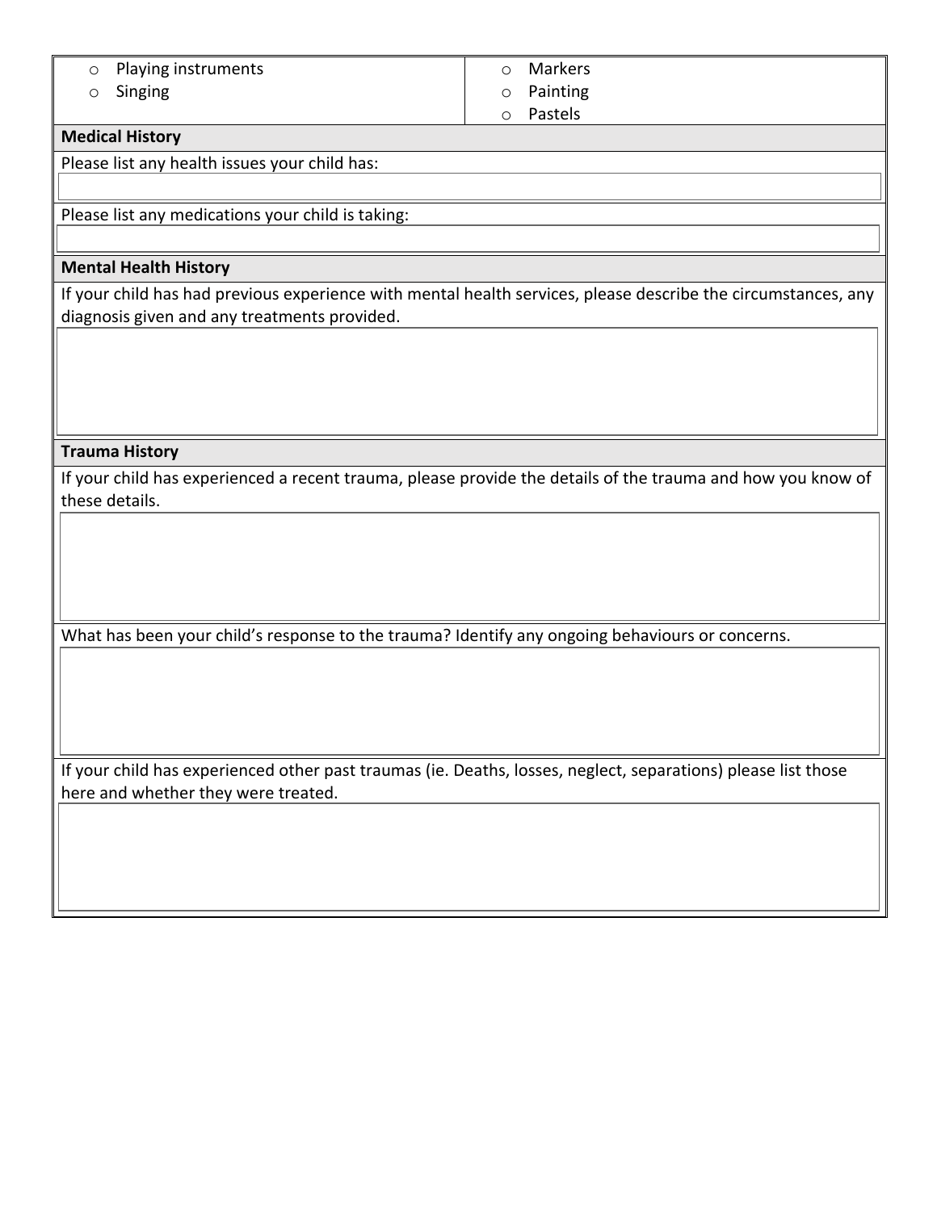| | |
|---|---|
| ○ Playing instruments<br>○ Singing | ○ Markers<br>○ Painting<br>○ Pastels |

**Medical History**

Please list any health issues your child has:

Please list any medications your child is taking:

**Mental Health History**

If your child has had previous experience with mental health services, please describe the circumstances, any diagnosis given and any treatments provided.

**Trauma History**

If your child has experienced a recent trauma, please provide the details of the trauma and how you know of these details.

What has been your child's response to the trauma? Identify any ongoing behaviours or concerns.

If your child has experienced other past traumas (ie. Deaths, losses, neglect, separations) please list those here and whether they were treated.